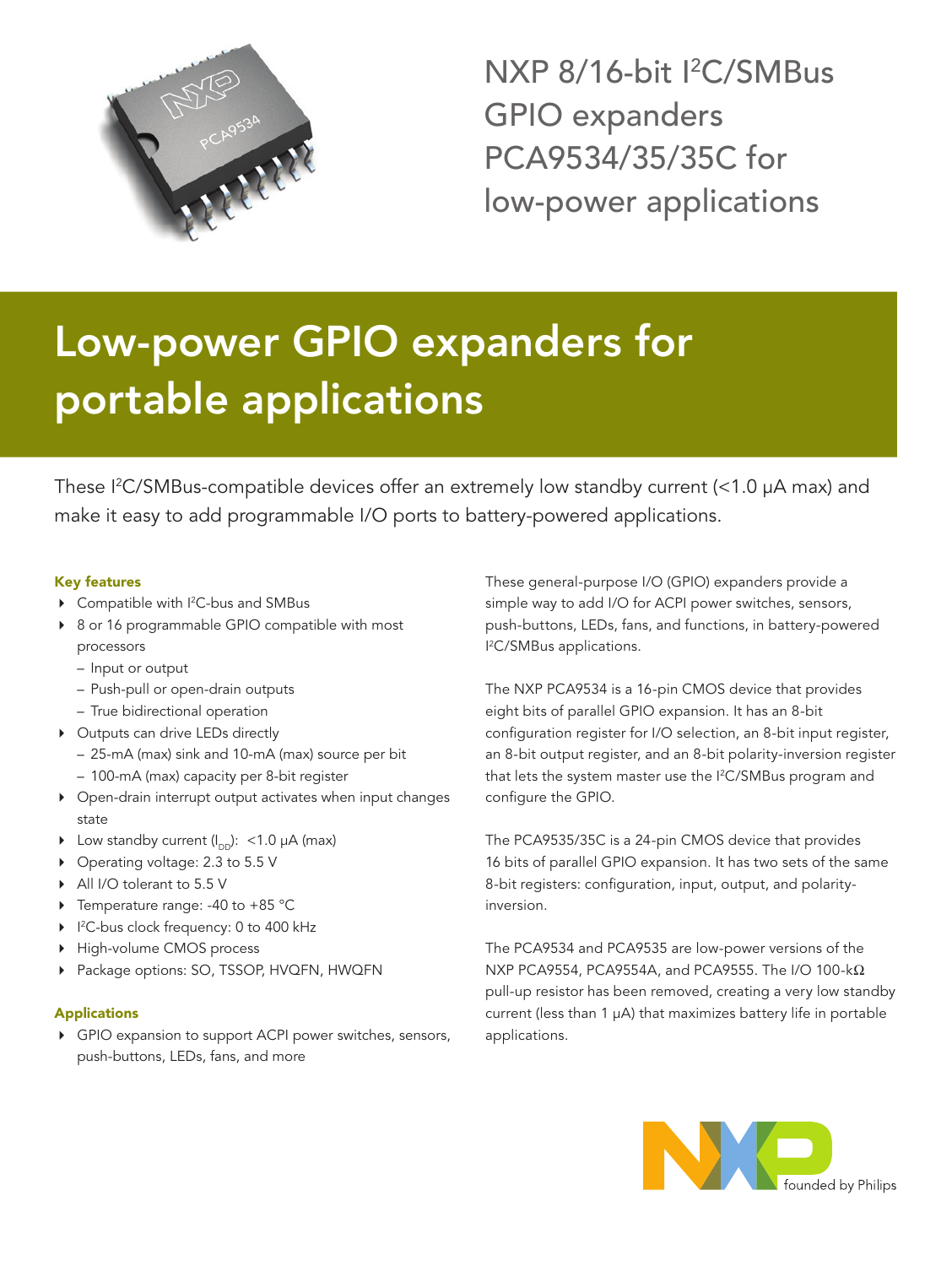# NXP 8/16-bit I²C/SMBus GPIO expanders PCA9534/35/35C for low-power applications

## Low-power GPIO expanders for portable applications

These I²C/SMBus-compatible devices offer an extremely low standby current (<1.0 µA max) and make it easy to add programmable I/O ports to battery-powered applications.

### Key features

- Compatible with I²C-bus and SMBus
- 8 or 16 programmable GPIO compatible with most processors
  - Input or output
  - Push-pull or open-drain outputs
  - True bidirectional operation
- Outputs can drive LEDs directly
  - 25-mA (max) sink and 10-mA (max) source per bit
  - 100-mA (max) capacity per 8-bit register
- Open-drain interrupt output activates when input changes state
- Low standby current ($I_{DD}$): <1.0 µA (max)
- Operating voltage: 2.3 to 5.5 V
- All I/O tolerant to 5.5 V
- Temperature range: -40 to +85 °C
- I²C-bus clock frequency: 0 to 400 kHz
- High-volume CMOS process
- Package options: SO, TSSOP, HVQFN, HWQFN

### Applications

- GPIO expansion to support ACPI power switches, sensors, push-buttons, LEDs, fans, and more

These general-purpose I/O (GPIO) expanders provide a simple way to add I/O for ACPI power switches, sensors, push-buttons, LEDs, fans, and functions, in battery-powered I²C/SMBus applications.

The NXP PCA9534 is a 16-pin CMOS device that provides eight bits of parallel GPIO expansion. It has an 8-bit configuration register for I/O selection, an 8-bit input register, an 8-bit output register, and an 8-bit polarity-inversion register that lets the system master use the I²C/SMBus program and configure the GPIO.

The PCA9535/35C is a 24-pin CMOS device that provides 16 bits of parallel GPIO expansion. It has two sets of the same 8-bit registers: configuration, input, output, and polarity-inversion.

The PCA9534 and PCA9535 are low-power versions of the NXP PCA9554, PCA9554A, and PCA9555. The I/O 100-kΩ pull-up resistor has been removed, creating a very low standby current (less than 1 µA) that maximizes battery life in portable applications.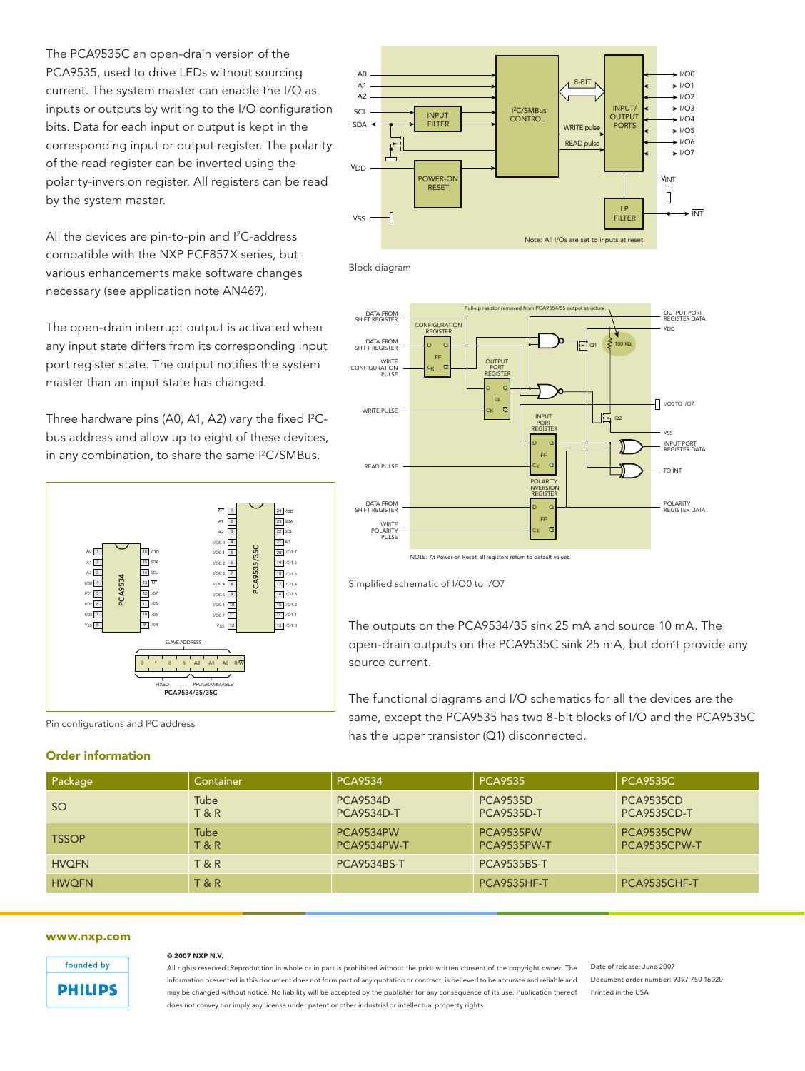The PCA9535C an open-drain version of the PCA9535, used to drive LEDs without sourcing current. The system master can enable the I/O as inputs or outputs by writing to the I/O configuration bits. Data for each input or output is kept in the corresponding input or output register. The polarity of the read register can be inverted using the polarity-inversion register. All registers can be read by the system master.

All the devices are pin-to-pin and I²C-address compatible with the NXP PCF857X series, but various enhancements make software changes necessary (see application note AN469).

The open-drain interrupt output is activated when any input state differs from its corresponding input port register state. The output notifies the system master than an input state has changed.

Three hardware pins (A0, A1, A2) vary the fixed I²C-bus address and allow up to eight of these devices, in any combination, to share the same I²C/SMBus.

Pin configurations and I²C address

Block diagram

Simplified schematic of I/O0 to I/O7

The outputs on the PCA9534/35 sink 25 mA and source 10 mA. The open-drain outputs on the PCA9535C sink 25 mA, but don't provide any source current.

The functional diagrams and I/O schematics for all the devices are the same, except the PCA9535 has two 8-bit blocks of I/O and the PCA9535C has the upper transistor (Q1) disconnected.

## Order information

| Package | Container | PCA9534 | PCA9535 | PCA9535C |
|---|---|---|---|---|
| SO | Tube<br>T & R | PCA9534D<br>PCA9534D-T | PCA9535D<br>PCA9535D-T | PCA9535CD<br>PCA9535CD-T |
| TSSOP | Tube<br>T & R | PCA9534PW<br>PCA9534PW-T | PCA9535PW<br>PCA9535PW-T | PCA9535CPW<br>PCA9535CPW-T |
| HVQFN | T & R | PCA9534BS-T | PCA9535BS-T | |
| HWQFN | T & R | | PCA9535HF-T | PCA9535CHF-T |

www.nxp.com

founded by PHILIPS

**© 2007 NXP N.V.**

All rights reserved. Reproduction in whole or in part is prohibited without the prior written consent of the copyright owner. The information presented in this document does not form part of any quotation or contract, is believed to be accurate and reliable and may be changed without notice. No liability will be accepted by the publisher for any consequence of its use. Publication thereof does not convey nor imply any license under patent or other industrial or intellectual property rights.

Date of release: June 2007
Document order number: 9397 750 16020
Printed in the USA